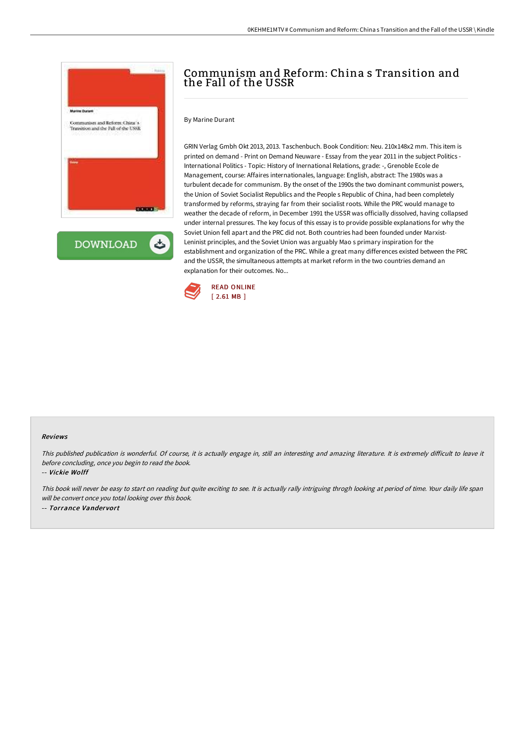# Communism and Reform: China s Transition and the Fall of the USSR

By Marine Durant

GRIN Verlag Gmbh Okt 2013, 2013. Taschenbuch. Book Condition: Neu. 210x148x2 mm. This item is printed on demand - Print on Demand Neuware - Essay from the year 2011 in the subject Politics - International Politics - Topic: History of Inernational Relations, grade: -, Grenoble Ecole de Management, course: Affaires internationales, language: English, abstract: The 1980s was a turbulent decade for communism. By the onset of the 1990s the two dominant communist powers, the Union of Soviet Socialist Republics and the People s Republic of China, had been completely transformed by reforms, straying far from their socialist roots. While the PRC would manage to weather the decade of reform, in December 1991 the USSR was officially dissolved, having collapsed under internal pressures. The key focus of this essay is to provide possible explanations for why the Soviet Union fell apart and the PRC did not. Both countries had been founded under Marxist-Leninist principles, and the Soviet Union was arguably Mao s primary inspiration for the establishment and organization of the PRC. While a great many differences existed between the PRC and the USSR, the simultaneous attempts at market reform in the two countries demand an explanation for their outcomes. No...

READ ONLINE
[ 2.61 MB ]

### Reviews

*This published publication is wonderful. Of course, it is actually engage in, still an interesting and amazing literature. It is extremely difficult to leave it before concluding, once you begin to read the book.*

-- ***Vickie Wolff***

*This book will never be easy to start on reading but quite exciting to see. It is actually rally intriguing throgh looking at period of time. Your daily life span will be convert once you total looking over this book.*

-- ***Torrance Vandervort***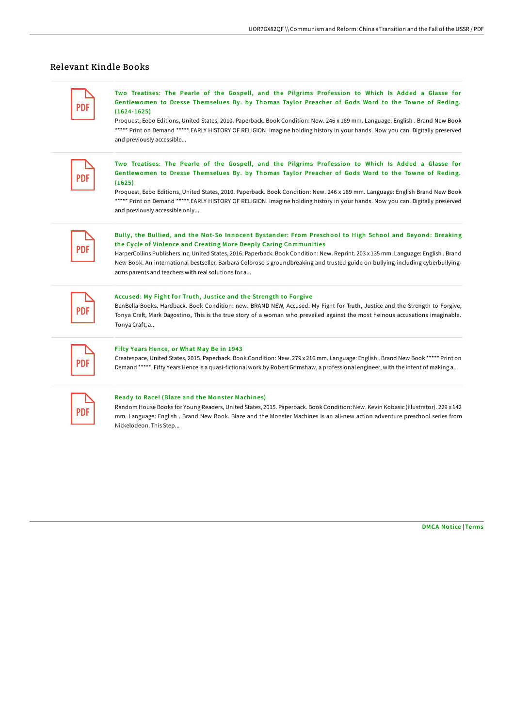## Relevant Kindle Books

PDF

**Two Treatises: The Pearle of the Gospell, and the Pilgrims Profession to Which Is Added a Glasse for Gentlewomen to Dresse Themselues By. by Thomas Taylor Preacher of Gods Word to the Towne of Reding. (1624-1625)**

Proquest, Eebo Editions, United States, 2010. Paperback. Book Condition: New. 246 x 189 mm. Language: English . Brand New Book ***** Print on Demand *****.EARLY HISTORY OF RELIGION. Imagine holding history in your hands. Now you can. Digitally preserved and previously accessible...

PDF

**Two Treatises: The Pearle of the Gospell, and the Pilgrims Profession to Which Is Added a Glasse for Gentlewomen to Dresse Themselues By. by Thomas Taylor Preacher of Gods Word to the Towne of Reding. (1625)**

Proquest, Eebo Editions, United States, 2010. Paperback. Book Condition: New. 246 x 189 mm. Language: English Brand New Book ***** Print on Demand *****.EARLY HISTORY OF RELIGION. Imagine holding history in your hands. Now you can. Digitally preserved and previously accessible only...

PDF

**Bully, the Bullied, and the Not-So Innocent Bystander: From Preschool to High School and Beyond: Breaking the Cycle of Violence and Creating More Deeply Caring Communities**

HarperCollins Publishers Inc, United States, 2016. Paperback. Book Condition: New. Reprint. 203 x 135 mm. Language: English . Brand New Book. An international bestseller, Barbara Coloroso s groundbreaking and trusted guide on bullying-including cyberbullying-arms parents and teachers with real solutions for a...

PDF

**Accused: My Fight for Truth, Justice and the Strength to Forgive**

BenBella Books. Hardback. Book Condition: new. BRAND NEW, Accused: My Fight for Truth, Justice and the Strength to Forgive, Tonya Craft, Mark Dagostino, This is the true story of a woman who prevailed against the most heinous accusations imaginable. Tonya Craft, a...

PDF

**Fifty Years Hence, or What May Be in 1943**

Createspace, United States, 2015. Paperback. Book Condition: New. 279 x 216 mm. Language: English . Brand New Book ***** Print on Demand *****. Fifty Years Hence is a quasi-fictional work by Robert Grimshaw, a professional engineer, with the intent of making a...

PDF

**Ready to Race! (Blaze and the Monster Machines)**

Random House Books for Young Readers, United States, 2015. Paperback. Book Condition: New. Kevin Kobasic (illustrator). 229 x 142 mm. Language: English . Brand New Book. Blaze and the Monster Machines is an all-new action adventure preschool series from Nickelodeon. This Step...

DMCA Notice | Terms